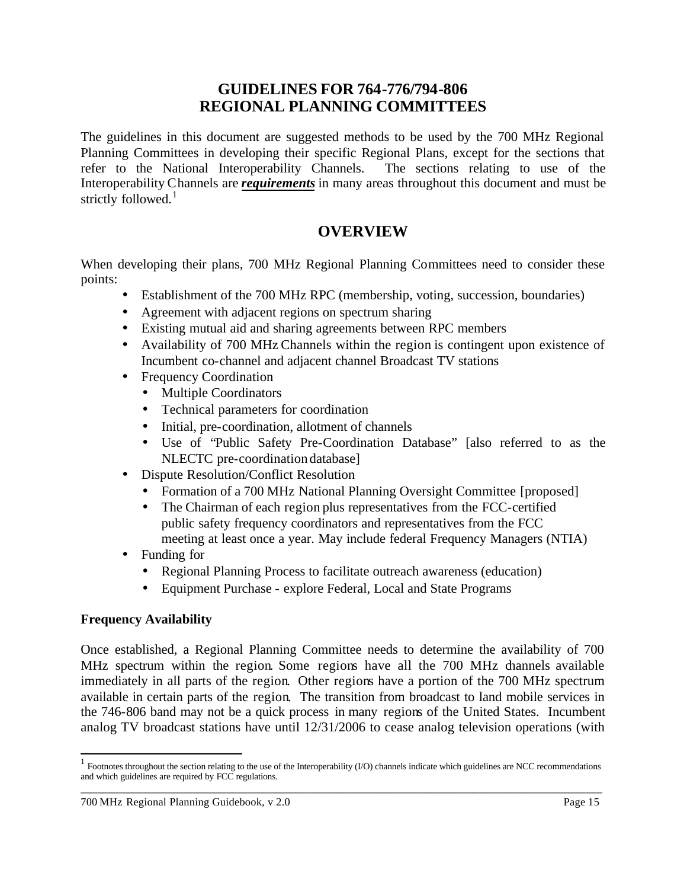# GUIDELINES FOR 764-776/794-806 REGIONAL PLANNING COMMITTEES

The guidelines in this document are suggested methods to be used by the 700 MHz Regional Planning Committees in developing their specific Regional Plans, except for the sections that refer to the National Interoperability Channels. The sections relating to use of the Interoperability Channels are ***requirements*** in many areas throughout this document and must be strictly followed.[1]

## OVERVIEW

When developing their plans, 700 MHz Regional Planning Committees need to consider these points:

- Establishment of the 700 MHz RPC (membership, voting, succession, boundaries)
- Agreement with adjacent regions on spectrum sharing
- Existing mutual aid and sharing agreements between RPC members
- Availability of 700 MHz Channels within the region is contingent upon existence of Incumbent co-channel and adjacent channel Broadcast TV stations
- Frequency Coordination
  - Multiple Coordinators
  - Technical parameters for coordination
  - Initial, pre-coordination, allotment of channels
  - Use of "Public Safety Pre-Coordination Database" [also referred to as the NLECTC pre-coordination database]
- Dispute Resolution/Conflict Resolution
  - Formation of a 700 MHz National Planning Oversight Committee [proposed]
  - The Chairman of each region plus representatives from the FCC-certified public safety frequency coordinators and representatives from the FCC meeting at least once a year. May include federal Frequency Managers (NTIA)
- Funding for
  - Regional Planning Process to facilitate outreach awareness (education)
  - Equipment Purchase - explore Federal, Local and State Programs

**Frequency Availability**

Once established, a Regional Planning Committee needs to determine the availability of 700 MHz spectrum within the region. Some regions have all the 700 MHz channels available immediately in all parts of the region. Other regions have a portion of the 700 MHz spectrum available in certain parts of the region. The transition from broadcast to land mobile services in the 746-806 band may not be a quick process in many regions of the United States. Incumbent analog TV broadcast stations have until 12/31/2006 to cease analog television operations (with

[1] Footnotes throughout the section relating to the use of the Interoperability (I/O) channels indicate which guidelines are NCC recommendations and which guidelines are required by FCC regulations.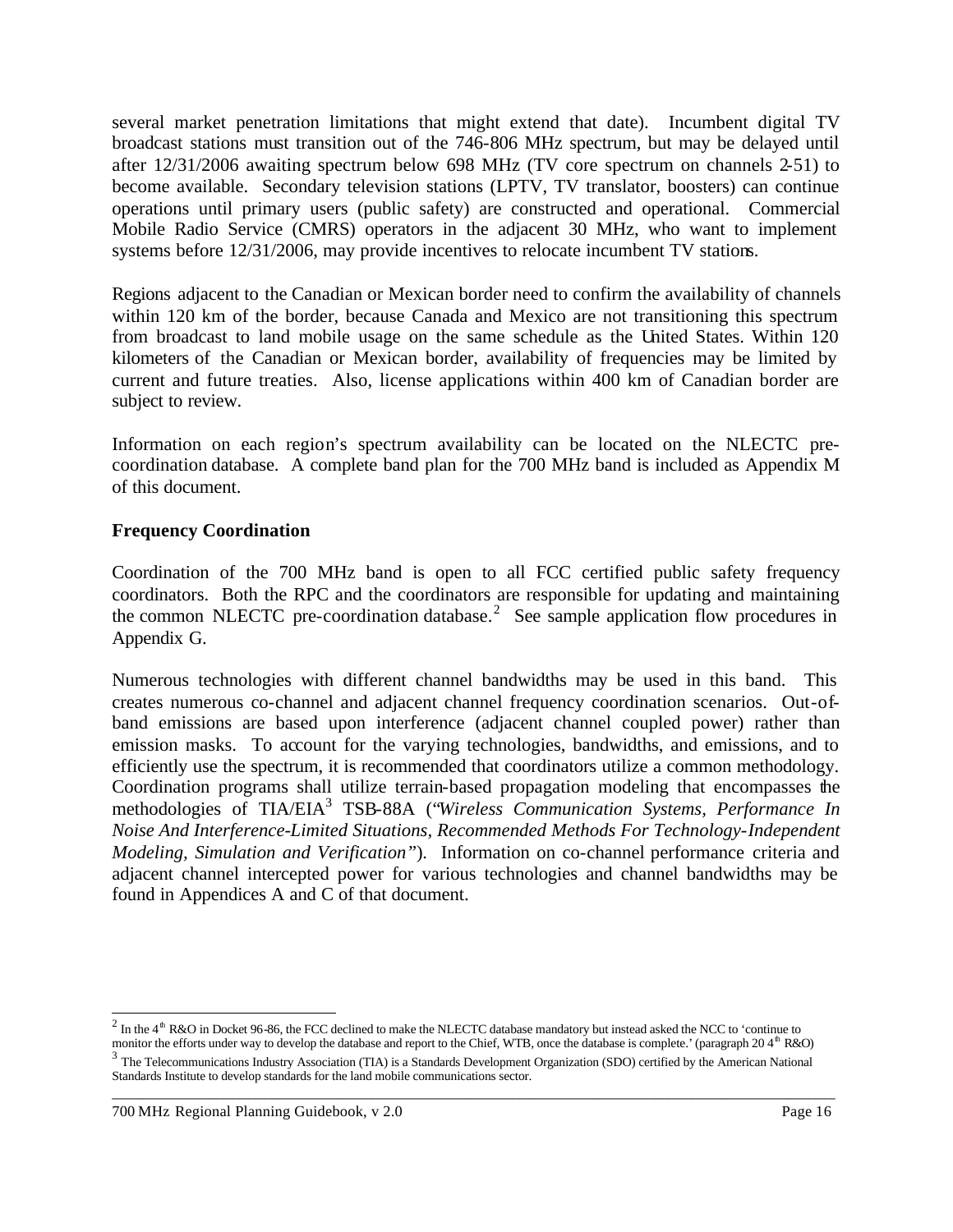several market penetration limitations that might extend that date). Incumbent digital TV broadcast stations must transition out of the 746-806 MHz spectrum, but may be delayed until after 12/31/2006 awaiting spectrum below 698 MHz (TV core spectrum on channels 2-51) to become available. Secondary television stations (LPTV, TV translator, boosters) can continue operations until primary users (public safety) are constructed and operational. Commercial Mobile Radio Service (CMRS) operators in the adjacent 30 MHz, who want to implement systems before 12/31/2006, may provide incentives to relocate incumbent TV stations.

Regions adjacent to the Canadian or Mexican border need to confirm the availability of channels within 120 km of the border, because Canada and Mexico are not transitioning this spectrum from broadcast to land mobile usage on the same schedule as the United States. Within 120 kilometers of the Canadian or Mexican border, availability of frequencies may be limited by current and future treaties. Also, license applications within 400 km of Canadian border are subject to review.

Information on each region's spectrum availability can be located on the NLECTC pre-coordination database. A complete band plan for the 700 MHz band is included as Appendix M of this document.

## Frequency Coordination

Coordination of the 700 MHz band is open to all FCC certified public safety frequency coordinators. Both the RPC and the coordinators are responsible for updating and maintaining the common NLECTC pre-coordination database.[2] See sample application flow procedures in Appendix G.

Numerous technologies with different channel bandwidths may be used in this band. This creates numerous co-channel and adjacent channel frequency coordination scenarios. Out-of-band emissions are based upon interference (adjacent channel coupled power) rather than emission masks. To account for the varying technologies, bandwidths, and emissions, and to efficiently use the spectrum, it is recommended that coordinators utilize a common methodology. Coordination programs shall utilize terrain-based propagation modeling that encompasses the methodologies of TIA/EIA[3] TSB-88A ("*Wireless Communication Systems, Performance In Noise And Interference-Limited Situations, Recommended Methods For Technology-Independent Modeling, Simulation and Verification*"). Information on co-channel performance criteria and adjacent channel intercepted power for various technologies and channel bandwidths may be found in Appendices A and C of that document.

---

[2] In the 4th R&O in Docket 96-86, the FCC declined to make the NLECTC database mandatory but instead asked the NCC to 'continue to monitor the efforts under way to develop the database and report to the Chief, WTB, once the database is complete.' (paragraph 20 4th R&O)

[3] The Telecommunications Industry Association (TIA) is a Standards Development Organization (SDO) certified by the American National Standards Institute to develop standards for the land mobile communications sector.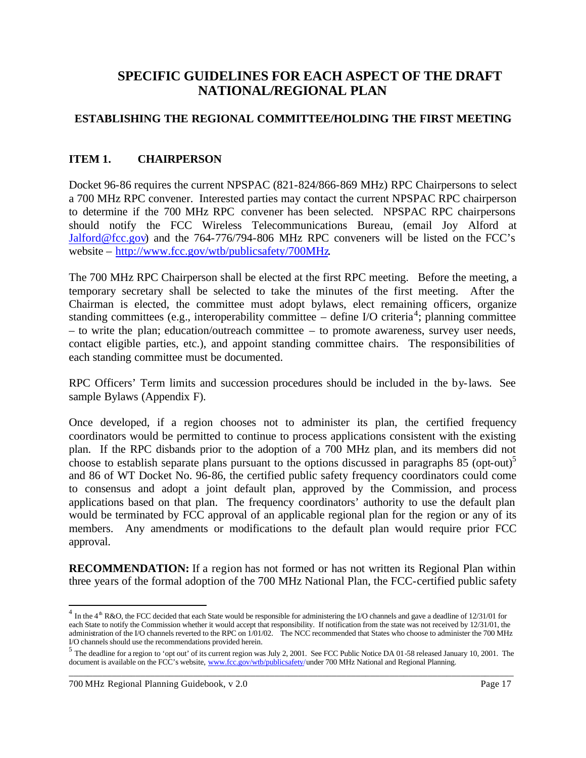# SPECIFIC GUIDELINES FOR EACH ASPECT OF THE DRAFT NATIONAL/REGIONAL PLAN

## ESTABLISHING THE REGIONAL COMMITTEE/HOLDING THE FIRST MEETING

### ITEM 1. CHAIRPERSON

Docket 96-86 requires the current NPSPAC (821-824/866-869 MHz) RPC Chairpersons to select a 700 MHz RPC convener. Interested parties may contact the current NPSPAC RPC chairperson to determine if the 700 MHz RPC convener has been selected. NPSPAC RPC chairpersons should notify the FCC Wireless Telecommunications Bureau, (email Joy Alford at Jalford@fcc.gov) and the 764-776/794-806 MHz RPC conveners will be listed on the FCC's website – http://www.fcc.gov/wtb/publicsafety/700MHz.

The 700 MHz RPC Chairperson shall be elected at the first RPC meeting. Before the meeting, a temporary secretary shall be selected to take the minutes of the first meeting. After the Chairman is elected, the committee must adopt bylaws, elect remaining officers, organize standing committees (e.g., interoperability committee – define I/O criteria[4]; planning committee – to write the plan; education/outreach committee – to promote awareness, survey user needs, contact eligible parties, etc.), and appoint standing committee chairs. The responsibilities of each standing committee must be documented.

RPC Officers' Term limits and succession procedures should be included in the by-laws. See sample Bylaws (Appendix F).

Once developed, if a region chooses not to administer its plan, the certified frequency coordinators would be permitted to continue to process applications consistent with the existing plan. If the RPC disbands prior to the adoption of a 700 MHz plan, and its members did not choose to establish separate plans pursuant to the options discussed in paragraphs 85 (opt-out)[5] and 86 of WT Docket No. 96-86, the certified public safety frequency coordinators could come to consensus and adopt a joint default plan, approved by the Commission, and process applications based on that plan. The frequency coordinators' authority to use the default plan would be terminated by FCC approval of an applicable regional plan for the region or any of its members. Any amendments or modifications to the default plan would require prior FCC approval.

**RECOMMENDATION:** If a region has not formed or has not written its Regional Plan within three years of the formal adoption of the 700 MHz National Plan, the FCC-certified public safety

---

[4] In the 4th R&O, the FCC decided that each State would be responsible for administering the I/O channels and gave a deadline of 12/31/01 for each State to notify the Commission whether it would accept that responsibility. If notification from the state was not received by 12/31/01, the administration of the I/O channels reverted to the RPC on 1/01/02. The NCC recommended that States who choose to administer the 700 MHz I/O channels should use the recommendations provided herein.

[5] The deadline for a region to 'opt out' of its current region was July 2, 2001. See FCC Public Notice DA 01-58 released January 10, 2001. The document is available on the FCC's website, www.fcc.gov/wtb/publicsafety/ under 700 MHz National and Regional Planning.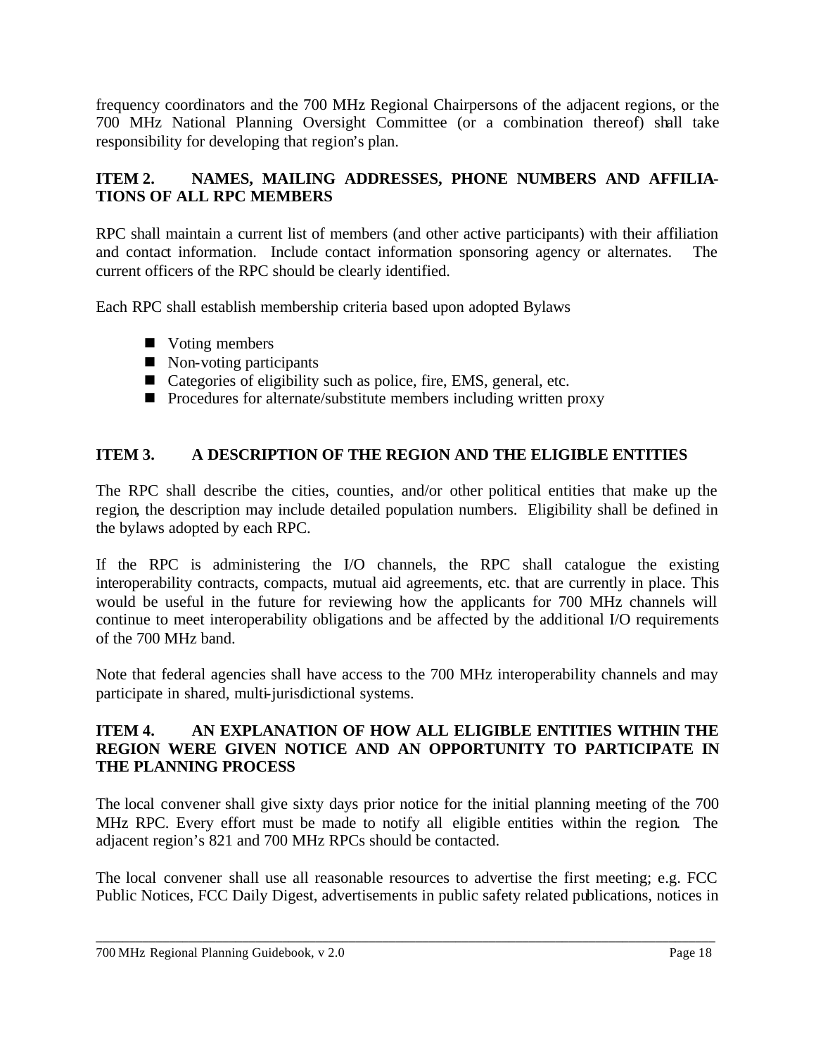frequency coordinators and the 700 MHz Regional Chairpersons of the adjacent regions, or the 700 MHz National Planning Oversight Committee (or a combination thereof) shall take responsibility for developing that region's plan.

### ITEM 2. NAMES, MAILING ADDRESSES, PHONE NUMBERS AND AFFILIATIONS OF ALL RPC MEMBERS

RPC shall maintain a current list of members (and other active participants) with their affiliation and contact information. Include contact information sponsoring agency or alternates. The current officers of the RPC should be clearly identified.

Each RPC shall establish membership criteria based upon adopted Bylaws

- Voting members
- Non-voting participants
- Categories of eligibility such as police, fire, EMS, general, etc.
- Procedures for alternate/substitute members including written proxy

### ITEM 3. A DESCRIPTION OF THE REGION AND THE ELIGIBLE ENTITIES

The RPC shall describe the cities, counties, and/or other political entities that make up the region, the description may include detailed population numbers. Eligibility shall be defined in the bylaws adopted by each RPC.

If the RPC is administering the I/O channels, the RPC shall catalogue the existing interoperability contracts, compacts, mutual aid agreements, etc. that are currently in place. This would be useful in the future for reviewing how the applicants for 700 MHz channels will continue to meet interoperability obligations and be affected by the additional I/O requirements of the 700 MHz band.

Note that federal agencies shall have access to the 700 MHz interoperability channels and may participate in shared, multi-jurisdictional systems.

### ITEM 4. AN EXPLANATION OF HOW ALL ELIGIBLE ENTITIES WITHIN THE REGION WERE GIVEN NOTICE AND AN OPPORTUNITY TO PARTICIPATE IN THE PLANNING PROCESS

The local convener shall give sixty days prior notice for the initial planning meeting of the 700 MHz RPC. Every effort must be made to notify all eligible entities within the region. The adjacent region's 821 and 700 MHz RPCs should be contacted.

The local convener shall use all reasonable resources to advertise the first meeting; e.g. FCC Public Notices, FCC Daily Digest, advertisements in public safety related publications, notices in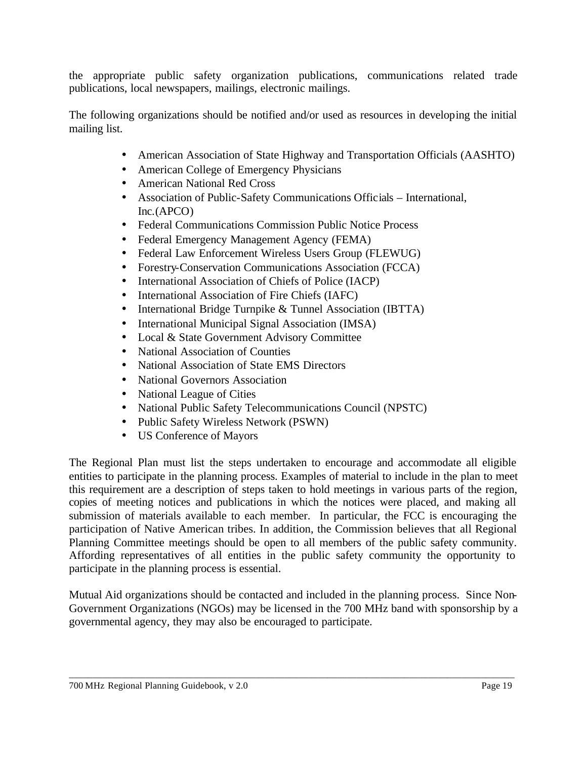the appropriate public safety organization publications, communications related trade publications, local newspapers, mailings, electronic mailings.

The following organizations should be notified and/or used as resources in developing the initial mailing list.

- American Association of State Highway and Transportation Officials (AASHTO)
- American College of Emergency Physicians
- American National Red Cross
- Association of Public-Safety Communications Officials – International, Inc.(APCO)
- Federal Communications Commission Public Notice Process
- Federal Emergency Management Agency (FEMA)
- Federal Law Enforcement Wireless Users Group (FLEWUG)
- Forestry-Conservation Communications Association (FCCA)
- International Association of Chiefs of Police (IACP)
- International Association of Fire Chiefs (IAFC)
- International Bridge Turnpike & Tunnel Association (IBTTA)
- International Municipal Signal Association (IMSA)
- Local & State Government Advisory Committee
- National Association of Counties
- National Association of State EMS Directors
- National Governors Association
- National League of Cities
- National Public Safety Telecommunications Council (NPSTC)
- Public Safety Wireless Network (PSWN)
- US Conference of Mayors

The Regional Plan must list the steps undertaken to encourage and accommodate all eligible entities to participate in the planning process. Examples of material to include in the plan to meet this requirement are a description of steps taken to hold meetings in various parts of the region, copies of meeting notices and publications in which the notices were placed, and making all submission of materials available to each member. In particular, the FCC is encouraging the participation of Native American tribes. In addition, the Commission believes that all Regional Planning Committee meetings should be open to all members of the public safety community. Affording representatives of all entities in the public safety community the opportunity to participate in the planning process is essential.

Mutual Aid organizations should be contacted and included in the planning process. Since Non-Government Organizations (NGOs) may be licensed in the 700 MHz band with sponsorship by a governmental agency, they may also be encouraged to participate.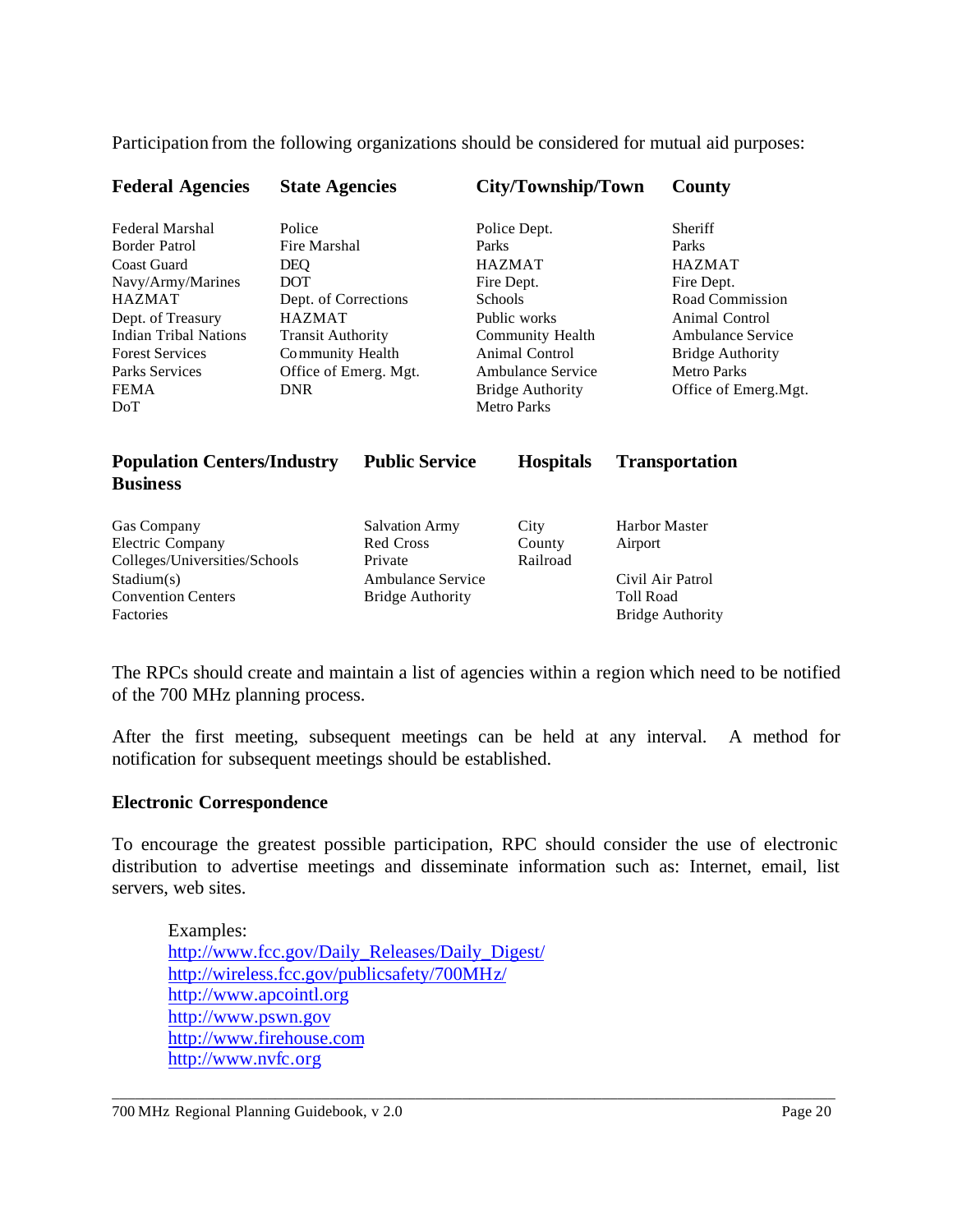Participation from the following organizations should be considered for mutual aid purposes:

| Federal Agencies | State Agencies | City/Township/Town | County |
|---|---|---|---|
| Federal Marshal | Police | Police Dept. | Sheriff |
| Border Patrol | Fire Marshal | Parks | Parks |
| Coast Guard | DEQ | HAZMAT | HAZMAT |
| Navy/Army/Marines | DOT | Fire Dept. | Fire Dept. |
| HAZMAT | Dept. of Corrections | Schools | Road Commission |
| Dept. of Treasury | HAZMAT | Public works | Animal Control |
| Indian Tribal Nations | Transit Authority | Community Health | Ambulance Service |
| Forest Services | Community Health | Animal Control | Bridge Authority |
| Parks Services | Office of Emerg. Mgt. | Ambulance Service | Metro Parks |
| FEMA | DNR | Bridge Authority | Office of Emerg.Mgt. |
| DoT | | Metro Parks | |

| Population Centers/Industry Business | Public Service | Hospitals | Transportation |
|---|---|---|---|
| Gas Company | Salvation Army | City | Harbor Master |
| Electric Company | Red Cross | County | Airport |
| Colleges/Universities/Schools | Private | Railroad | |
| Stadium(s) | Ambulance Service | | Civil Air Patrol |
| Convention Centers | Bridge Authority | | Toll Road |
| Factories | | | Bridge Authority |

The RPCs should create and maintain a list of agencies within a region which need to be notified of the 700 MHz planning process.

After the first meeting, subsequent meetings can be held at any interval. A method for notification for subsequent meetings should be established.

**Electronic Correspondence**

To encourage the greatest possible participation, RPC should consider the use of electronic distribution to advertise meetings and disseminate information such as: Internet, email, list servers, web sites.

Examples:
http://www.fcc.gov/Daily_Releases/Daily_Digest/
http://wireless.fcc.gov/publicsafety/700MHz/
http://www.apcointl.org
http://www.pswn.gov
http://www.firehouse.com
http://www.nvfc.org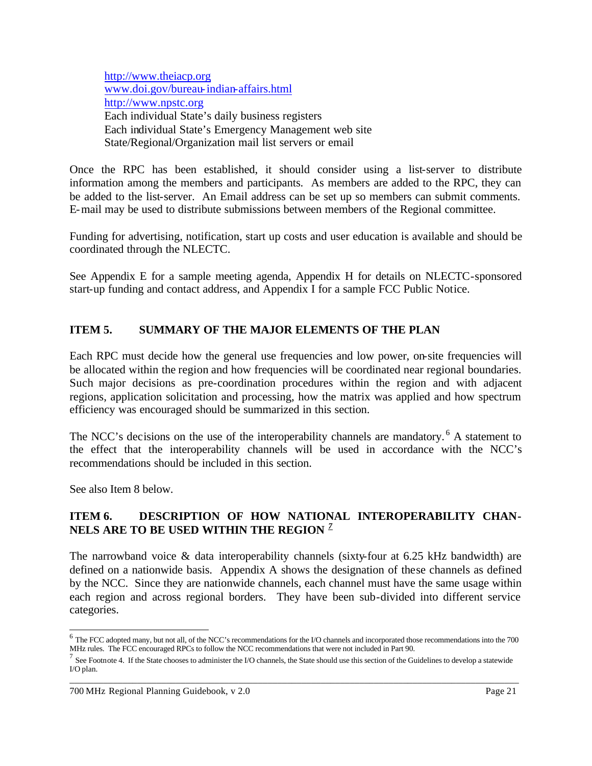http://www.theiacp.org
www.doi.gov/bureau-indian-affairs.html
http://www.npstc.org
Each individual State's daily business registers
Each individual State's Emergency Management web site
State/Regional/Organization mail list servers or email

Once the RPC has been established, it should consider using a list-server to distribute information among the members and participants. As members are added to the RPC, they can be added to the list-server. An Email address can be set up so members can submit comments. E-mail may be used to distribute submissions between members of the Regional committee.

Funding for advertising, notification, start up costs and user education is available and should be coordinated through the NLECTC.

See Appendix E for a sample meeting agenda, Appendix H for details on NLECTC-sponsored start-up funding and contact address, and Appendix I for a sample FCC Public Notice.

## ITEM 5. SUMMARY OF THE MAJOR ELEMENTS OF THE PLAN

Each RPC must decide how the general use frequencies and low power, on-site frequencies will be allocated within the region and how frequencies will be coordinated near regional boundaries. Such major decisions as pre-coordination procedures within the region and with adjacent regions, application solicitation and processing, how the matrix was applied and how spectrum efficiency was encouraged should be summarized in this section.

The NCC's decisions on the use of the interoperability channels are mandatory.[6] A statement to the effect that the interoperability channels will be used in accordance with the NCC's recommendations should be included in this section.

See also Item 8 below.

## ITEM 6. DESCRIPTION OF HOW NATIONAL INTEROPERABILITY CHANNELS ARE TO BE USED WITHIN THE REGION [7]

The narrowband voice & data interoperability channels (sixty-four at 6.25 kHz bandwidth) are defined on a nationwide basis. Appendix A shows the designation of these channels as defined by the NCC. Since they are nationwide channels, each channel must have the same usage within each region and across regional borders. They have been sub-divided into different service categories.

---

[6] The FCC adopted many, but not all, of the NCC's recommendations for the I/O channels and incorporated those recommendations into the 700 MHz rules. The FCC encouraged RPCs to follow the NCC recommendations that were not included in Part 90.

[7] See Footnote 4. If the State chooses to administer the I/O channels, the State should use this section of the Guidelines to develop a statewide I/O plan.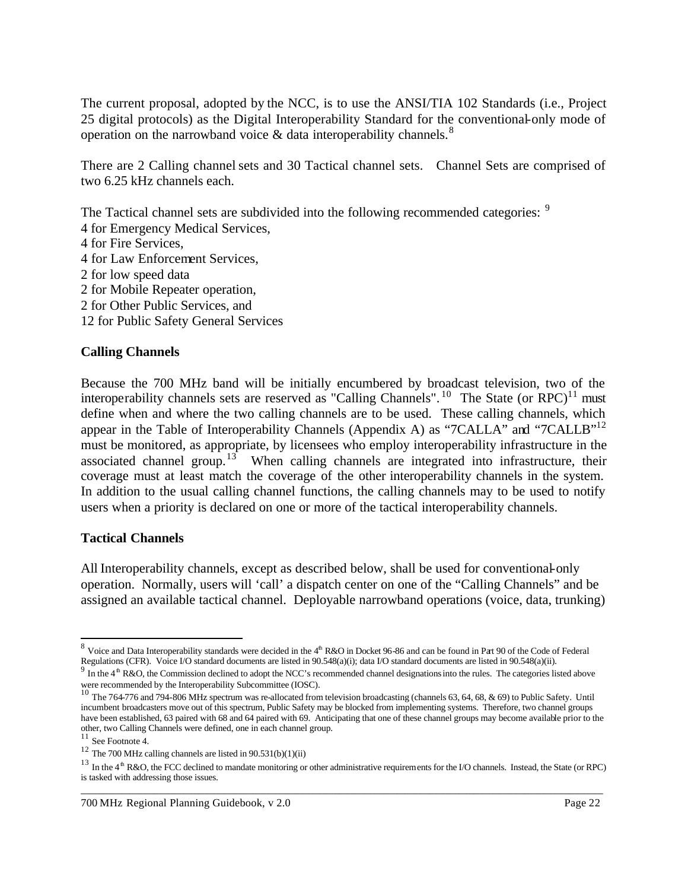The current proposal, adopted by the NCC, is to use the ANSI/TIA 102 Standards (i.e., Project 25 digital protocols) as the Digital Interoperability Standard for the conventional-only mode of operation on the narrowband voice & data interoperability channels.[8]

There are 2 Calling channel sets and 30 Tactical channel sets. Channel Sets are comprised of two 6.25 kHz channels each.

The Tactical channel sets are subdivided into the following recommended categories: [9]
4 for Emergency Medical Services,
4 for Fire Services,
4 for Law Enforcement Services,
2 for low speed data
2 for Mobile Repeater operation,
2 for Other Public Services, and
12 for Public Safety General Services

**Calling Channels**

Because the 700 MHz band will be initially encumbered by broadcast television, two of the interoperability channels sets are reserved as "Calling Channels".[10] The State (or RPC)[11] must define when and where the two calling channels are to be used. These calling channels, which appear in the Table of Interoperability Channels (Appendix A) as "7CALLA" and "7CALLB"[12] must be monitored, as appropriate, by licensees who employ interoperability infrastructure in the associated channel group.[13] When calling channels are integrated into infrastructure, their coverage must at least match the coverage of the other interoperability channels in the system. In addition to the usual calling channel functions, the calling channels may to be used to notify users when a priority is declared on one or more of the tactical interoperability channels.

**Tactical Channels**

All Interoperability channels, except as described below, shall be used for conventional-only operation. Normally, users will 'call' a dispatch center on one of the "Calling Channels" and be assigned an available tactical channel. Deployable narrowband operations (voice, data, trunking)

---

[8] Voice and Data Interoperability standards were decided in the 4th R&O in Docket 96-86 and can be found in Part 90 of the Code of Federal Regulations (CFR). Voice I/O standard documents are listed in 90.548(a)(i); data I/O standard documents are listed in 90.548(a)(ii).

[9] In the 4th R&O, the Commission declined to adopt the NCC's recommended channel designations into the rules. The categories listed above were recommended by the Interoperability Subcommittee (IOSC).

[10] The 764-776 and 794-806 MHz spectrum was re-allocated from television broadcasting (channels 63, 64, 68, & 69) to Public Safety. Until incumbent broadcasters move out of this spectrum, Public Safety may be blocked from implementing systems. Therefore, two channel groups have been established, 63 paired with 68 and 64 paired with 69. Anticipating that one of these channel groups may become available prior to the other, two Calling Channels were defined, one in each channel group.

[11] See Footnote 4.

[12] The 700 MHz calling channels are listed in 90.531(b)(1)(ii)

[13] In the 4th R&O, the FCC declined to mandate monitoring or other administrative requirements for the I/O channels. Instead, the State (or RPC) is tasked with addressing those issues.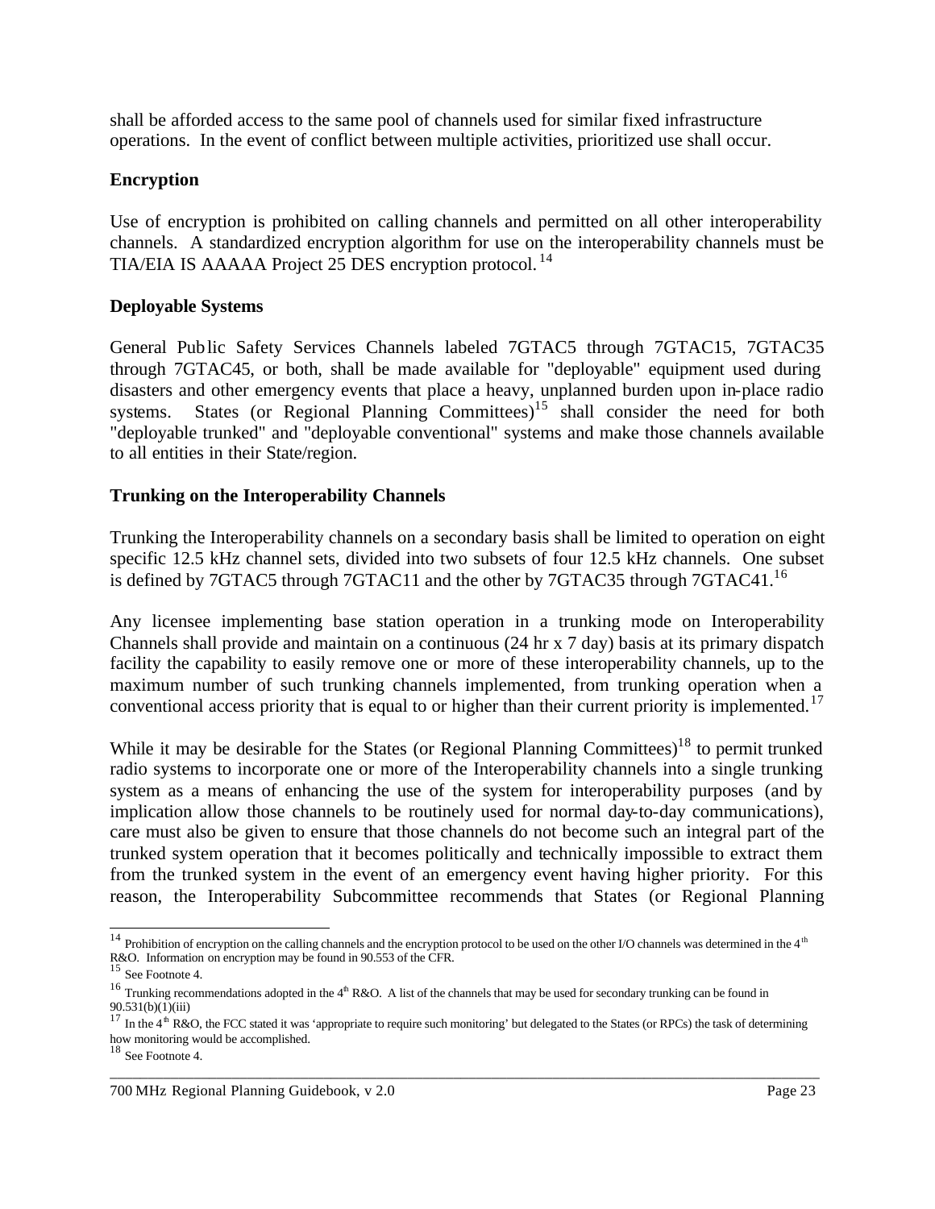shall be afforded access to the same pool of channels used for similar fixed infrastructure operations. In the event of conflict between multiple activities, prioritized use shall occur.

### Encryption

Use of encryption is prohibited on calling channels and permitted on all other interoperability channels. A standardized encryption algorithm for use on the interoperability channels must be TIA/EIA IS AAAAA Project 25 DES encryption protocol.[14]

### Deployable Systems

General Public Safety Services Channels labeled 7GTAC5 through 7GTAC15, 7GTAC35 through 7GTAC45, or both, shall be made available for "deployable" equipment used during disasters and other emergency events that place a heavy, unplanned burden upon in-place radio systems. States (or Regional Planning Committees)[15] shall consider the need for both "deployable trunked" and "deployable conventional" systems and make those channels available to all entities in their State/region.

### Trunking on the Interoperability Channels

Trunking the Interoperability channels on a secondary basis shall be limited to operation on eight specific 12.5 kHz channel sets, divided into two subsets of four 12.5 kHz channels. One subset is defined by 7GTAC5 through 7GTAC11 and the other by 7GTAC35 through 7GTAC41.[16]

Any licensee implementing base station operation in a trunking mode on Interoperability Channels shall provide and maintain on a continuous (24 hr x 7 day) basis at its primary dispatch facility the capability to easily remove one or more of these interoperability channels, up to the maximum number of such trunking channels implemented, from trunking operation when a conventional access priority that is equal to or higher than their current priority is implemented.[17]

While it may be desirable for the States (or Regional Planning Committees)[18] to permit trunked radio systems to incorporate one or more of the Interoperability channels into a single trunking system as a means of enhancing the use of the system for interoperability purposes (and by implication allow those channels to be routinely used for normal day-to-day communications), care must also be given to ensure that those channels do not become such an integral part of the trunked system operation that it becomes politically and technically impossible to extract them from the trunked system in the event of an emergency event having higher priority. For this reason, the Interoperability Subcommittee recommends that States (or Regional Planning

---

[14] Prohibition of encryption on the calling channels and the encryption protocol to be used on the other I/O channels was determined in the 4th R&O. Information on encryption may be found in 90.553 of the CFR.

[15] See Footnote 4.

[16] Trunking recommendations adopted in the 4th R&O. A list of the channels that may be used for secondary trunking can be found in 90.531(b)(1)(iii)

[17] In the 4th R&O, the FCC stated it was 'appropriate to require such monitoring' but delegated to the States (or RPCs) the task of determining how monitoring would be accomplished.

[18] See Footnote 4.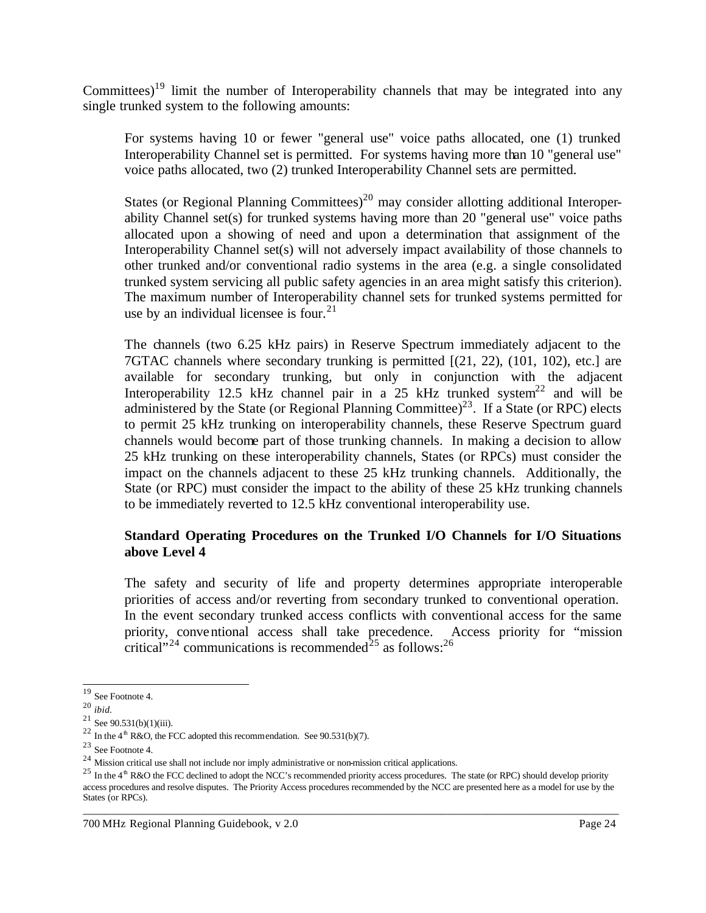Committees)[19] limit the number of Interoperability channels that may be integrated into any single trunked system to the following amounts:

> For systems having 10 or fewer "general use" voice paths allocated, one (1) trunked Interoperability Channel set is permitted. For systems having more than 10 "general use" voice paths allocated, two (2) trunked Interoperability Channel sets are permitted.
>
> States (or Regional Planning Committees)[20] may consider allotting additional Interoperability Channel set(s) for trunked systems having more than 20 "general use" voice paths allocated upon a showing of need and upon a determination that assignment of the Interoperability Channel set(s) will not adversely impact availability of those channels to other trunked and/or conventional radio systems in the area (e.g. a single consolidated trunked system servicing all public safety agencies in an area might satisfy this criterion). The maximum number of Interoperability channel sets for trunked systems permitted for use by an individual licensee is four.[21]
>
> The channels (two 6.25 kHz pairs) in Reserve Spectrum immediately adjacent to the 7GTAC channels where secondary trunking is permitted [(21, 22), (101, 102), etc.] are available for secondary trunking, but only in conjunction with the adjacent Interoperability 12.5 kHz channel pair in a 25 kHz trunked system[22] and will be administered by the State (or Regional Planning Committee)[23]. If a State (or RPC) elects to permit 25 kHz trunking on interoperability channels, these Reserve Spectrum guard channels would become part of those trunking channels. In making a decision to allow 25 kHz trunking on these interoperability channels, States (or RPCs) must consider the impact on the channels adjacent to these 25 kHz trunking channels. Additionally, the State (or RPC) must consider the impact to the ability of these 25 kHz trunking channels to be immediately reverted to 12.5 kHz conventional interoperability use.
>
> **Standard Operating Procedures on the Trunked I/O Channels for I/O Situations above Level 4**
>
> The safety and security of life and property determines appropriate interoperable priorities of access and/or reverting from secondary trunked to conventional operation. In the event secondary trunked access conflicts with conventional access for the same priority, conventional access shall take precedence. Access priority for "mission critical"[24] communications is recommended[25] as follows:[26]

---

[19] See Footnote 4.

[20] *ibid.*

[21] See 90.531(b)(1)(iii).

[22] In the 4th R&O, the FCC adopted this recommendation. See 90.531(b)(7).

[23] See Footnote 4.

[24] Mission critical use shall not include nor imply administrative or non-mission critical applications.

[25] In the 4th R&O the FCC declined to adopt the NCC's recommended priority access procedures. The state (or RPC) should develop priority access procedures and resolve disputes. The Priority Access procedures recommended by the NCC are presented here as a model for use by the States (or RPCs).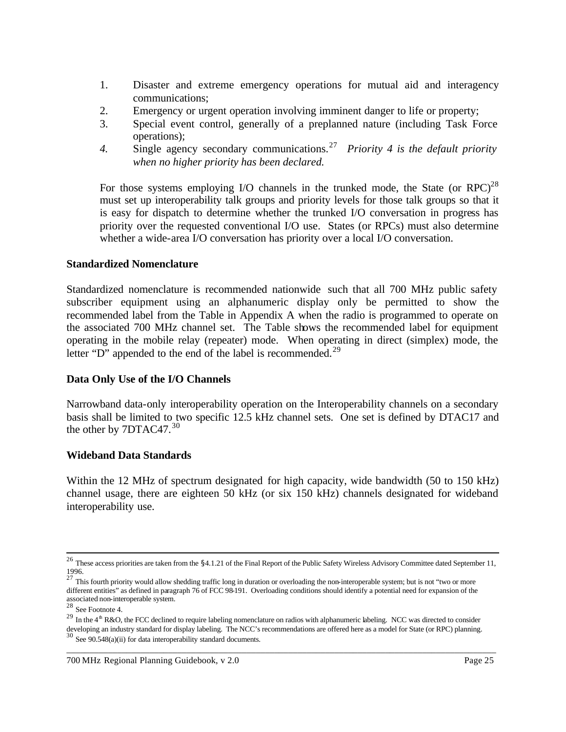1. Disaster and extreme emergency operations for mutual aid and interagency communications;
2. Emergency or urgent operation involving imminent danger to life or property;
3. Special event control, generally of a preplanned nature (including Task Force operations);
4. Single agency secondary communications.[27] *Priority 4 is the default priority when no higher priority has been declared.*

For those systems employing I/O channels in the trunked mode, the State (or RPC)[28] must set up interoperability talk groups and priority levels for those talk groups so that it is easy for dispatch to determine whether the trunked I/O conversation in progress has priority over the requested conventional I/O use. States (or RPCs) must also determine whether a wide-area I/O conversation has priority over a local I/O conversation.

**Standardized Nomenclature**

Standardized nomenclature is recommended nationwide such that all 700 MHz public safety subscriber equipment using an alphanumeric display only be permitted to show the recommended label from the Table in Appendix A when the radio is programmed to operate on the associated 700 MHz channel set. The Table shows the recommended label for equipment operating in the mobile relay (repeater) mode. When operating in direct (simplex) mode, the letter "D" appended to the end of the label is recommended.[29]

**Data Only Use of the I/O Channels**

Narrowband data-only interoperability operation on the Interoperability channels on a secondary basis shall be limited to two specific 12.5 kHz channel sets. One set is defined by DTAC17 and the other by 7DTAC47.[30]

**Wideband Data Standards**

Within the 12 MHz of spectrum designated for high capacity, wide bandwidth (50 to 150 kHz) channel usage, there are eighteen 50 kHz (or six 150 kHz) channels designated for wideband interoperability use.

---

[26] These access priorities are taken from the §4.1.21 of the Final Report of the Public Safety Wireless Advisory Committee dated September 11, 1996.

[27] This fourth priority would allow shedding traffic long in duration or overloading the non-interoperable system; but is not "two or more different entities" as defined in paragraph 76 of FCC 98-191. Overloading conditions should identify a potential need for expansion of the associated non-interoperable system.

[28] See Footnote 4.

[29] In the 4th R&O, the FCC declined to require labeling nomenclature on radios with alphanumeric labeling. NCC was directed to consider developing an industry standard for display labeling. The NCC's recommendations are offered here as a model for State (or RPC) planning.

[30] See 90.548(a)(ii) for data interoperability standard documents.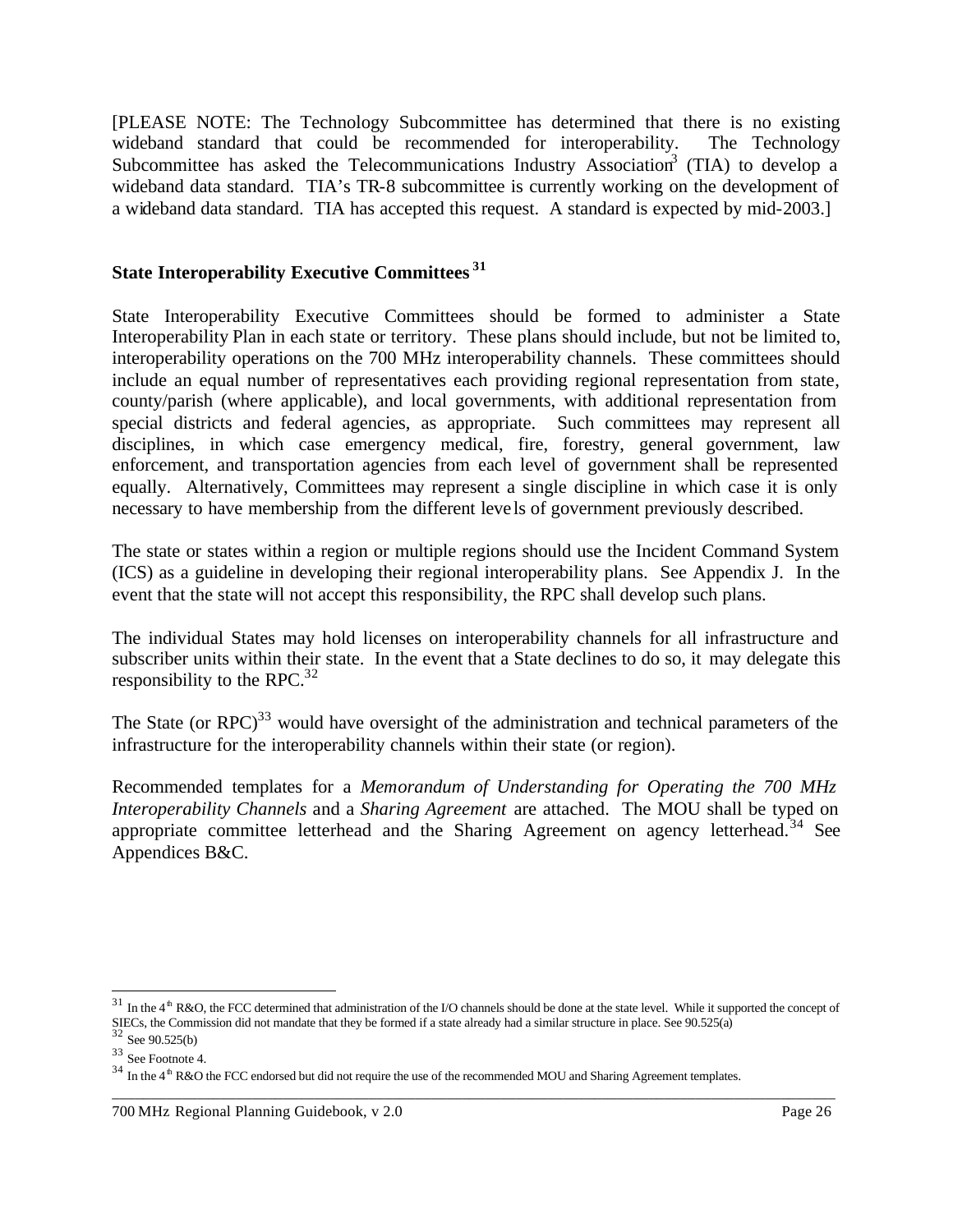[PLEASE NOTE: The Technology Subcommittee has determined that there is no existing wideband standard that could be recommended for interoperability. The Technology Subcommittee has asked the Telecommunications Industry Association[3] (TIA) to develop a wideband data standard. TIA's TR-8 subcommittee is currently working on the development of a wideband data standard. TIA has accepted this request. A standard is expected by mid-2003.]

## State Interoperability Executive Committees [31]

State Interoperability Executive Committees should be formed to administer a State Interoperability Plan in each state or territory. These plans should include, but not be limited to, interoperability operations on the 700 MHz interoperability channels. These committees should include an equal number of representatives each providing regional representation from state, county/parish (where applicable), and local governments, with additional representation from special districts and federal agencies, as appropriate. Such committees may represent all disciplines, in which case emergency medical, fire, forestry, general government, law enforcement, and transportation agencies from each level of government shall be represented equally. Alternatively, Committees may represent a single discipline in which case it is only necessary to have membership from the different levels of government previously described.

The state or states within a region or multiple regions should use the Incident Command System (ICS) as a guideline in developing their regional interoperability plans. See Appendix J. In the event that the state will not accept this responsibility, the RPC shall develop such plans.

The individual States may hold licenses on interoperability channels for all infrastructure and subscriber units within their state. In the event that a State declines to do so, it may delegate this responsibility to the RPC.[32]

The State (or RPC)[33] would have oversight of the administration and technical parameters of the infrastructure for the interoperability channels within their state (or region).

Recommended templates for a *Memorandum of Understanding for Operating the 700 MHz Interoperability Channels* and a *Sharing Agreement* are attached. The MOU shall be typed on appropriate committee letterhead and the Sharing Agreement on agency letterhead.[34] See Appendices B&C.

---

[31] In the 4th R&O, the FCC determined that administration of the I/O channels should be done at the state level. While it supported the concept of SIECs, the Commission did not mandate that they be formed if a state already had a similar structure in place. See 90.525(a)

[32] See 90.525(b)

[33] See Footnote 4.

[34] In the 4th R&O the FCC endorsed but did not require the use of the recommended MOU and Sharing Agreement templates.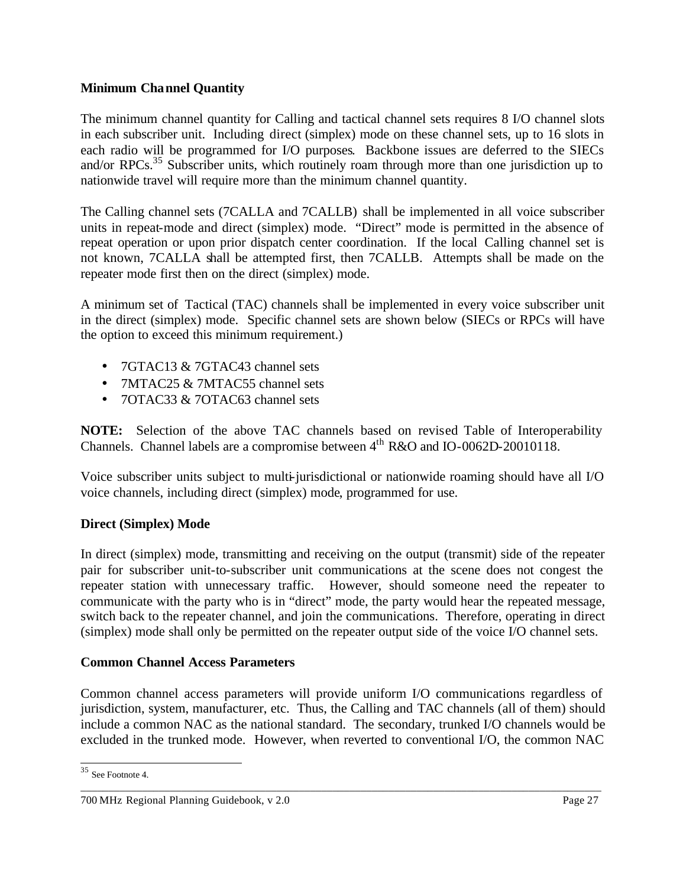**Minimum Channel Quantity**

The minimum channel quantity for Calling and tactical channel sets requires 8 I/O channel slots in each subscriber unit. Including direct (simplex) mode on these channel sets, up to 16 slots in each radio will be programmed for I/O purposes. Backbone issues are deferred to the SIECs and/or RPCs.[35] Subscriber units, which routinely roam through more than one jurisdiction up to nationwide travel will require more than the minimum channel quantity.

The Calling channel sets (7CALLA and 7CALLB) shall be implemented in all voice subscriber units in repeat-mode and direct (simplex) mode. "Direct" mode is permitted in the absence of repeat operation or upon prior dispatch center coordination. If the local Calling channel set is not known, 7CALLA shall be attempted first, then 7CALLB. Attempts shall be made on the repeater mode first then on the direct (simplex) mode.

A minimum set of Tactical (TAC) channels shall be implemented in every voice subscriber unit in the direct (simplex) mode. Specific channel sets are shown below (SIECs or RPCs will have the option to exceed this minimum requirement.)

- 7GTAC13 & 7GTAC43 channel sets
- 7MTAC25 & 7MTAC55 channel sets
- 7OTAC33 & 7OTAC63 channel sets

**NOTE:** Selection of the above TAC channels based on revised Table of Interoperability Channels. Channel labels are a compromise between 4th R&O and IO-0062D-20010118.

Voice subscriber units subject to multi-jurisdictional or nationwide roaming should have all I/O voice channels, including direct (simplex) mode, programmed for use.

**Direct (Simplex) Mode**

In direct (simplex) mode, transmitting and receiving on the output (transmit) side of the repeater pair for subscriber unit-to-subscriber unit communications at the scene does not congest the repeater station with unnecessary traffic. However, should someone need the repeater to communicate with the party who is in "direct" mode, the party would hear the repeated message, switch back to the repeater channel, and join the communications. Therefore, operating in direct (simplex) mode shall only be permitted on the repeater output side of the voice I/O channel sets.

**Common Channel Access Parameters**

Common channel access parameters will provide uniform I/O communications regardless of jurisdiction, system, manufacturer, etc. Thus, the Calling and TAC channels (all of them) should include a common NAC as the national standard. The secondary, trunked I/O channels would be excluded in the trunked mode. However, when reverted to conventional I/O, the common NAC

[35] See Footnote 4.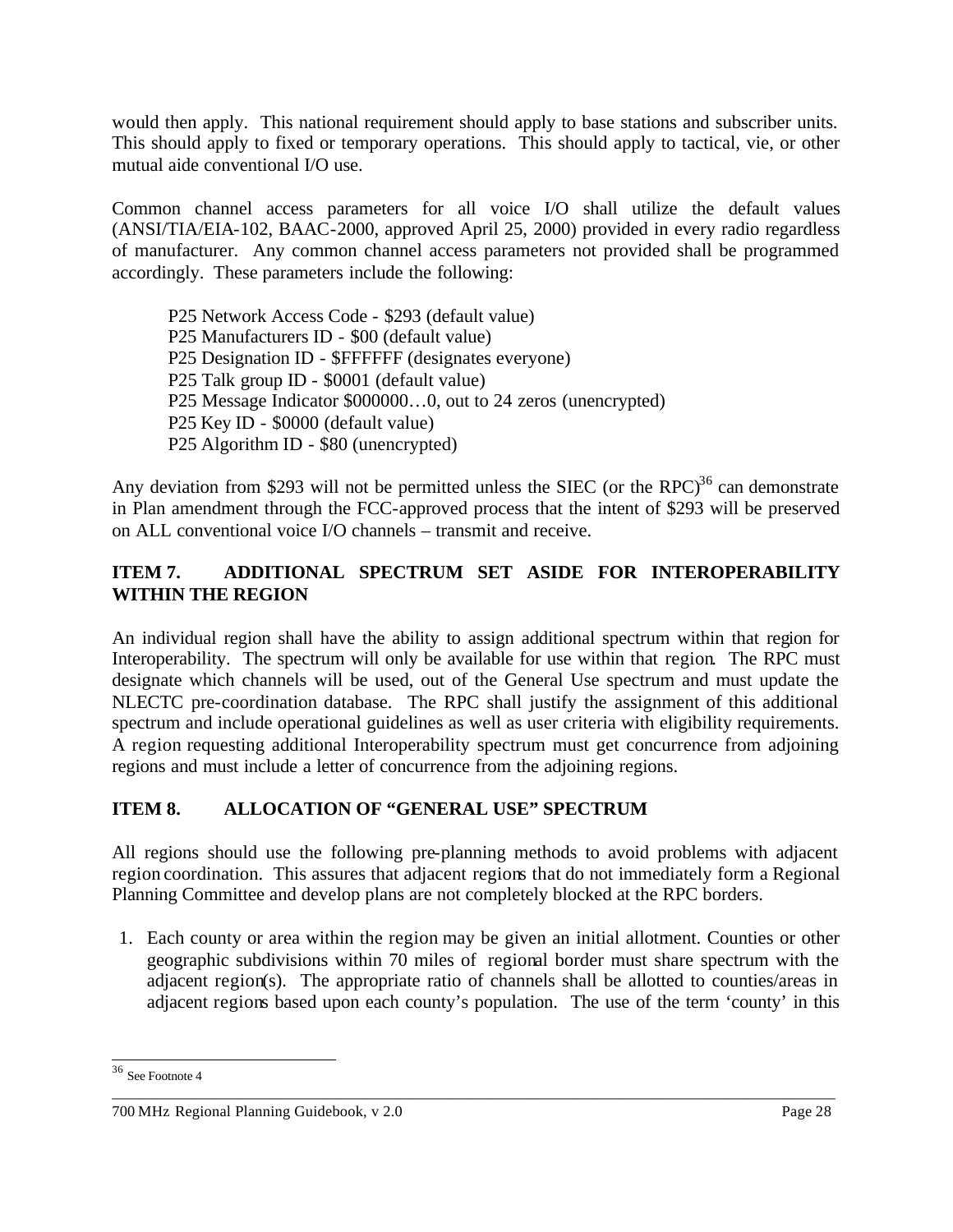would then apply. This national requirement should apply to base stations and subscriber units. This should apply to fixed or temporary operations. This should apply to tactical, vie, or other mutual aide conventional I/O use.

Common channel access parameters for all voice I/O shall utilize the default values (ANSI/TIA/EIA-102, BAAC-2000, approved April 25, 2000) provided in every radio regardless of manufacturer. Any common channel access parameters not provided shall be programmed accordingly. These parameters include the following:

P25 Network Access Code - $293 (default value)
P25 Manufacturers ID - $00 (default value)
P25 Designation ID - $FFFFFF (designates everyone)
P25 Talk group ID - $0001 (default value)
P25 Message Indicator $000000…0, out to 24 zeros (unencrypted)
P25 Key ID - $0000 (default value)
P25 Algorithm ID - $80 (unencrypted)

Any deviation from $293 will not be permitted unless the SIEC (or the RPC)[36] can demonstrate in Plan amendment through the FCC-approved process that the intent of $293 will be preserved on ALL conventional voice I/O channels – transmit and receive.

**ITEM 7. ADDITIONAL SPECTRUM SET ASIDE FOR INTEROPERABILITY WITHIN THE REGION**

An individual region shall have the ability to assign additional spectrum within that region for Interoperability. The spectrum will only be available for use within that region. The RPC must designate which channels will be used, out of the General Use spectrum and must update the NLECTC pre-coordination database. The RPC shall justify the assignment of this additional spectrum and include operational guidelines as well as user criteria with eligibility requirements. A region requesting additional Interoperability spectrum must get concurrence from adjoining regions and must include a letter of concurrence from the adjoining regions.

**ITEM 8. ALLOCATION OF "GENERAL USE" SPECTRUM**

All regions should use the following pre-planning methods to avoid problems with adjacent region coordination. This assures that adjacent regions that do not immediately form a Regional Planning Committee and develop plans are not completely blocked at the RPC borders.

1. Each county or area within the region may be given an initial allotment. Counties or other geographic subdivisions within 70 miles of regional border must share spectrum with the adjacent region(s). The appropriate ratio of channels shall be allotted to counties/areas in adjacent regions based upon each county's population. The use of the term 'county' in this

[36] See Footnote 4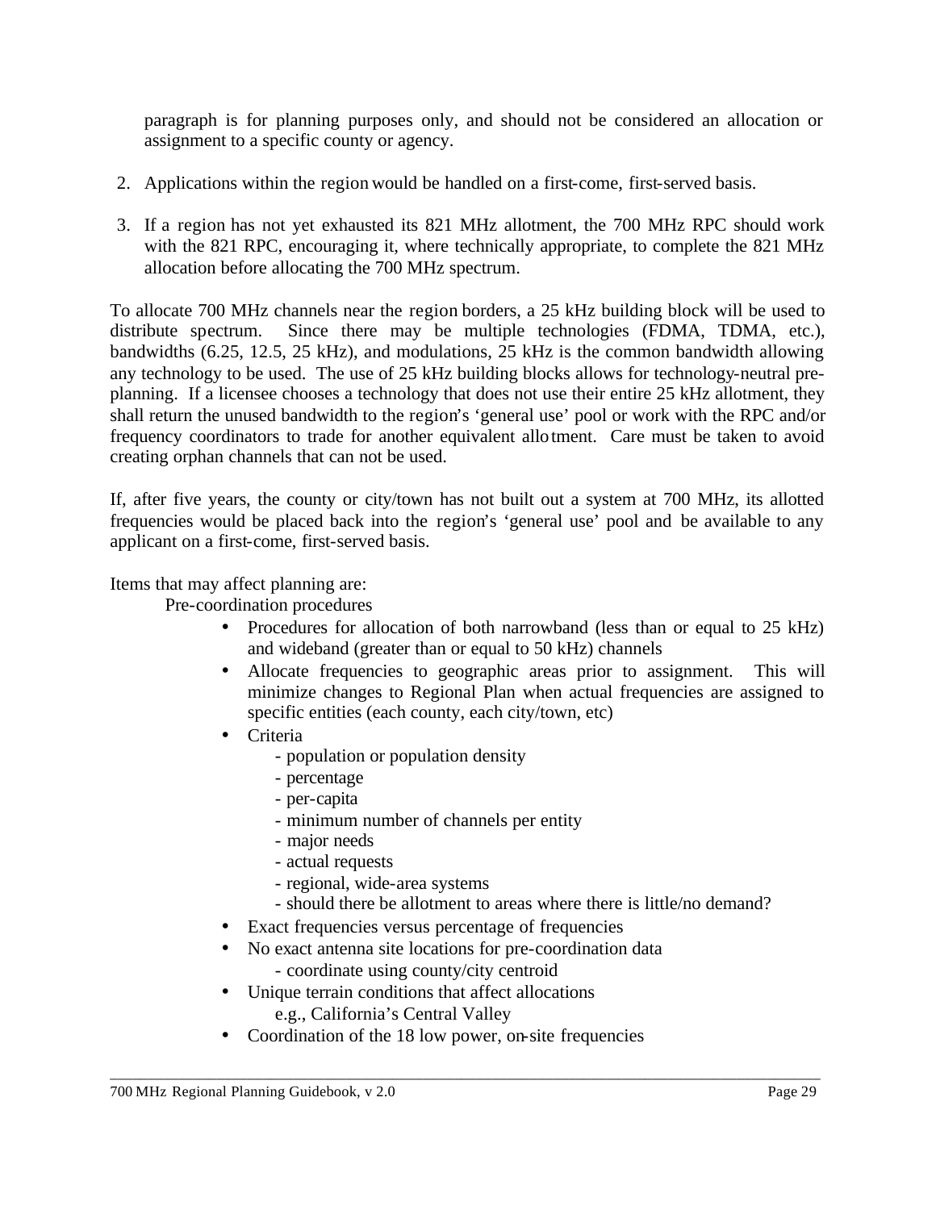paragraph is for planning purposes only, and should not be considered an allocation or assignment to a specific county or agency.

2. Applications within the region would be handled on a first-come, first-served basis.

3. If a region has not yet exhausted its 821 MHz allotment, the 700 MHz RPC should work with the 821 RPC, encouraging it, where technically appropriate, to complete the 821 MHz allocation before allocating the 700 MHz spectrum.

To allocate 700 MHz channels near the region borders, a 25 kHz building block will be used to distribute spectrum. Since there may be multiple technologies (FDMA, TDMA, etc.), bandwidths (6.25, 12.5, 25 kHz), and modulations, 25 kHz is the common bandwidth allowing any technology to be used. The use of 25 kHz building blocks allows for technology-neutral pre-planning. If a licensee chooses a technology that does not use their entire 25 kHz allotment, they shall return the unused bandwidth to the region's 'general use' pool or work with the RPC and/or frequency coordinators to trade for another equivalent allotment. Care must be taken to avoid creating orphan channels that can not be used.

If, after five years, the county or city/town has not built out a system at 700 MHz, its allotted frequencies would be placed back into the region's 'general use' pool and be available to any applicant on a first-come, first-served basis.

Items that may affect planning are:

Pre-coordination procedures

- Procedures for allocation of both narrowband (less than or equal to 25 kHz) and wideband (greater than or equal to 50 kHz) channels
- Allocate frequencies to geographic areas prior to assignment. This will minimize changes to Regional Plan when actual frequencies are assigned to specific entities (each county, each city/town, etc)
- Criteria
  - population or population density
  - percentage
  - per-capita
  - minimum number of channels per entity
  - major needs
  - actual requests
  - regional, wide-area systems
  - should there be allotment to areas where there is little/no demand?
- Exact frequencies versus percentage of frequencies
- No exact antenna site locations for pre-coordination data
  - coordinate using county/city centroid
- Unique terrain conditions that affect allocations
  e.g., California's Central Valley
- Coordination of the 18 low power, on-site frequencies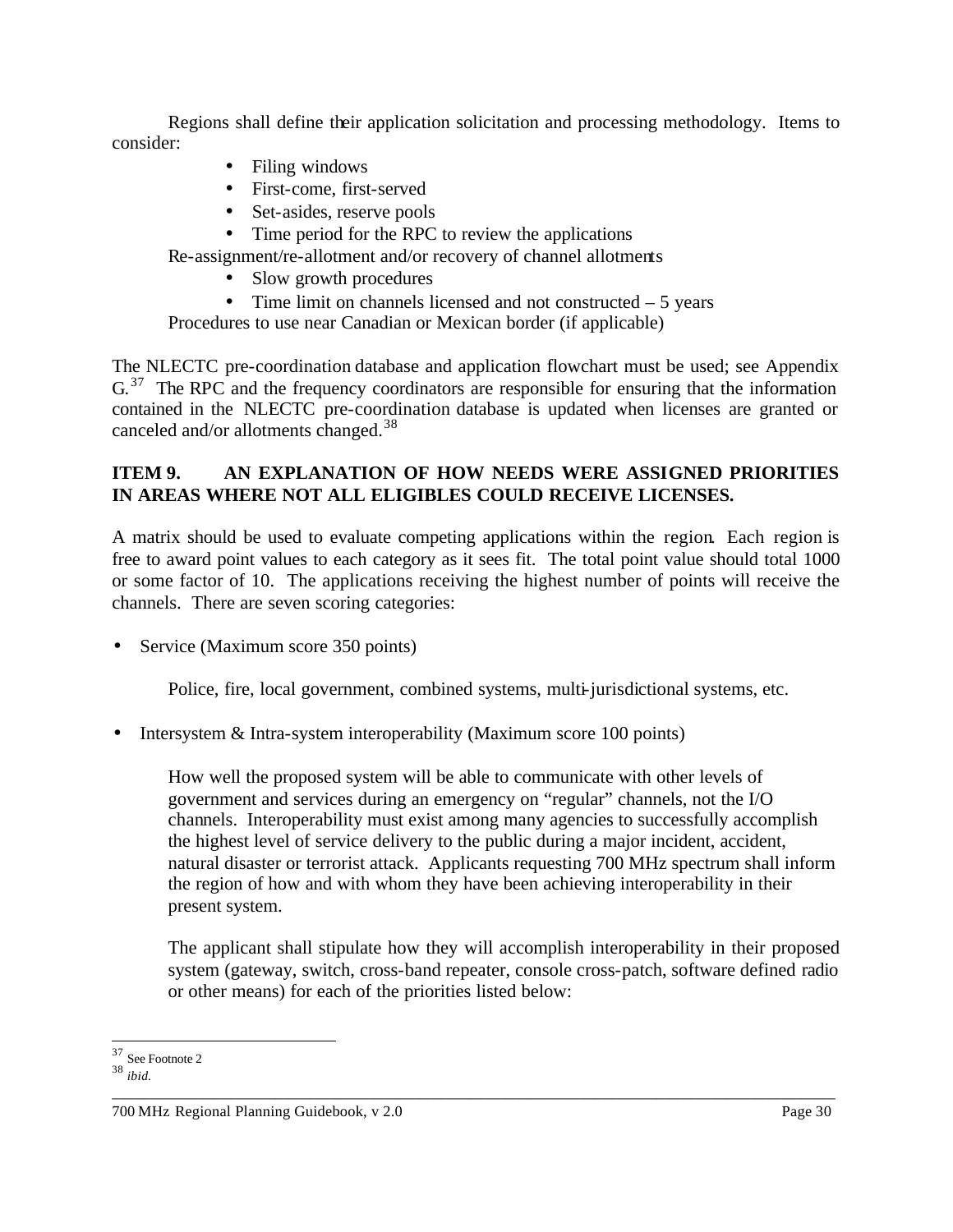Regions shall define their application solicitation and processing methodology. Items to consider:

- Filing windows
- First-come, first-served
- Set-asides, reserve pools
- Time period for the RPC to review the applications

Re-assignment/re-allotment and/or recovery of channel allotments

- Slow growth procedures
- Time limit on channels licensed and not constructed – 5 years

Procedures to use near Canadian or Mexican border (if applicable)

The NLECTC pre-coordination database and application flowchart must be used; see Appendix G.[37] The RPC and the frequency coordinators are responsible for ensuring that the information contained in the NLECTC pre-coordination database is updated when licenses are granted or canceled and/or allotments changed.[38]

**ITEM 9. AN EXPLANATION OF HOW NEEDS WERE ASSIGNED PRIORITIES IN AREAS WHERE NOT ALL ELIGIBLES COULD RECEIVE LICENSES.**

A matrix should be used to evaluate competing applications within the region. Each region is free to award point values to each category as it sees fit. The total point value should total 1000 or some factor of 10. The applications receiving the highest number of points will receive the channels. There are seven scoring categories:

- Service (Maximum score 350 points)

  Police, fire, local government, combined systems, multi-jurisdictional systems, etc.

- Intersystem & Intra-system interoperability (Maximum score 100 points)

  How well the proposed system will be able to communicate with other levels of government and services during an emergency on "regular" channels, not the I/O channels. Interoperability must exist among many agencies to successfully accomplish the highest level of service delivery to the public during a major incident, accident, natural disaster or terrorist attack. Applicants requesting 700 MHz spectrum shall inform the region of how and with whom they have been achieving interoperability in their present system.

  The applicant shall stipulate how they will accomplish interoperability in their proposed system (gateway, switch, cross-band repeater, console cross-patch, software defined radio or other means) for each of the priorities listed below:

---

[37] See Footnote 2

[38] *ibid.*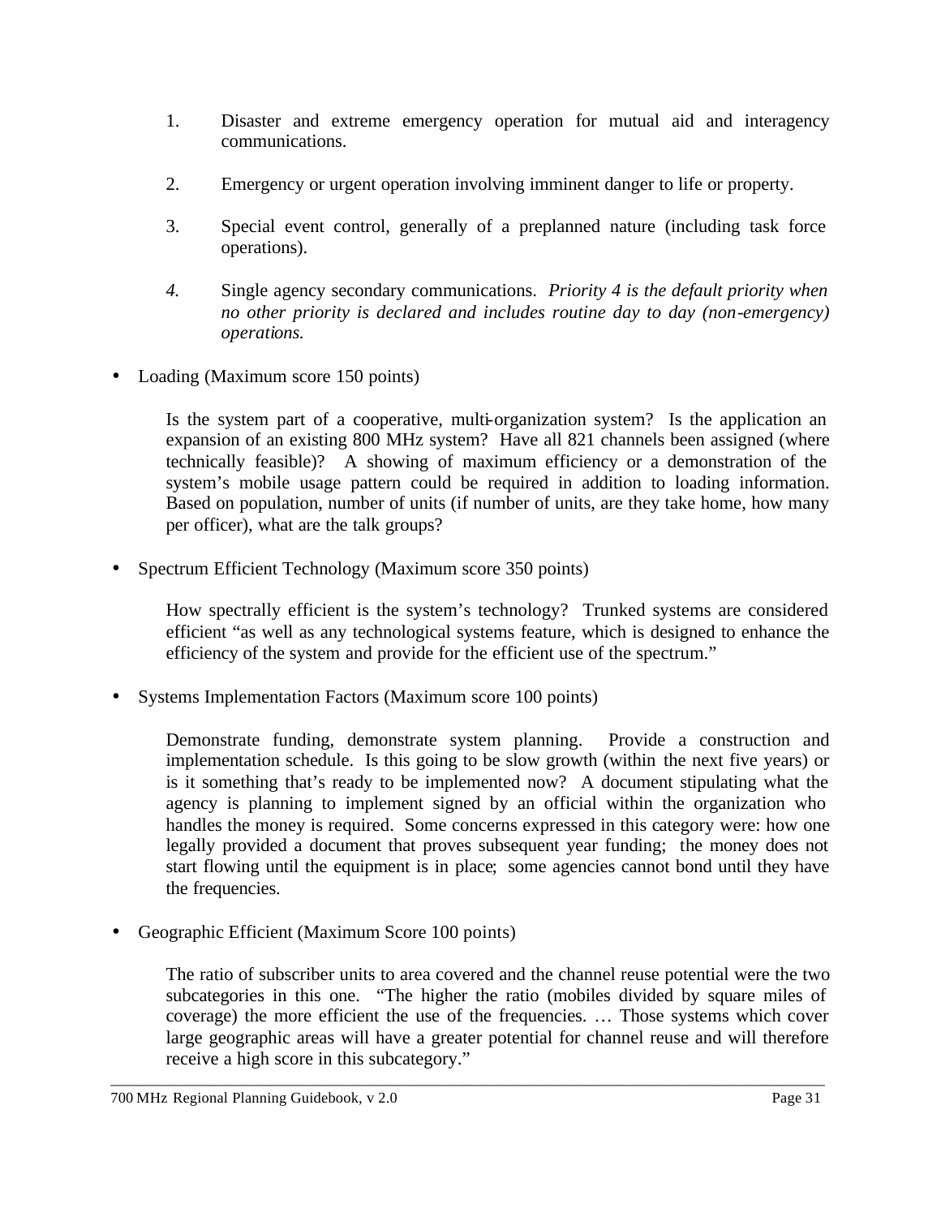1. Disaster and extreme emergency operation for mutual aid and interagency communications.

2. Emergency or urgent operation involving imminent danger to life or property.

3. Special event control, generally of a preplanned nature (including task force operations).

4. Single agency secondary communications. *Priority 4 is the default priority when no other priority is declared and includes routine day to day (non-emergency) operations.*

- Loading (Maximum score 150 points)

  Is the system part of a cooperative, multi-organization system? Is the application an expansion of an existing 800 MHz system? Have all 821 channels been assigned (where technically feasible)? A showing of maximum efficiency or a demonstration of the system's mobile usage pattern could be required in addition to loading information. Based on population, number of units (if number of units, are they take home, how many per officer), what are the talk groups?

- Spectrum Efficient Technology (Maximum score 350 points)

  How spectrally efficient is the system's technology? Trunked systems are considered efficient "as well as any technological systems feature, which is designed to enhance the efficiency of the system and provide for the efficient use of the spectrum."

- Systems Implementation Factors (Maximum score 100 points)

  Demonstrate funding, demonstrate system planning. Provide a construction and implementation schedule. Is this going to be slow growth (within the next five years) or is it something that's ready to be implemented now? A document stipulating what the agency is planning to implement signed by an official within the organization who handles the money is required. Some concerns expressed in this category were: how one legally provided a document that proves subsequent year funding; the money does not start flowing until the equipment is in place; some agencies cannot bond until they have the frequencies.

- Geographic Efficient (Maximum Score 100 points)

  The ratio of subscriber units to area covered and the channel reuse potential were the two subcategories in this one. "The higher the ratio (mobiles divided by square miles of coverage) the more efficient the use of the frequencies. … Those systems which cover large geographic areas will have a greater potential for channel reuse and will therefore receive a high score in this subcategory."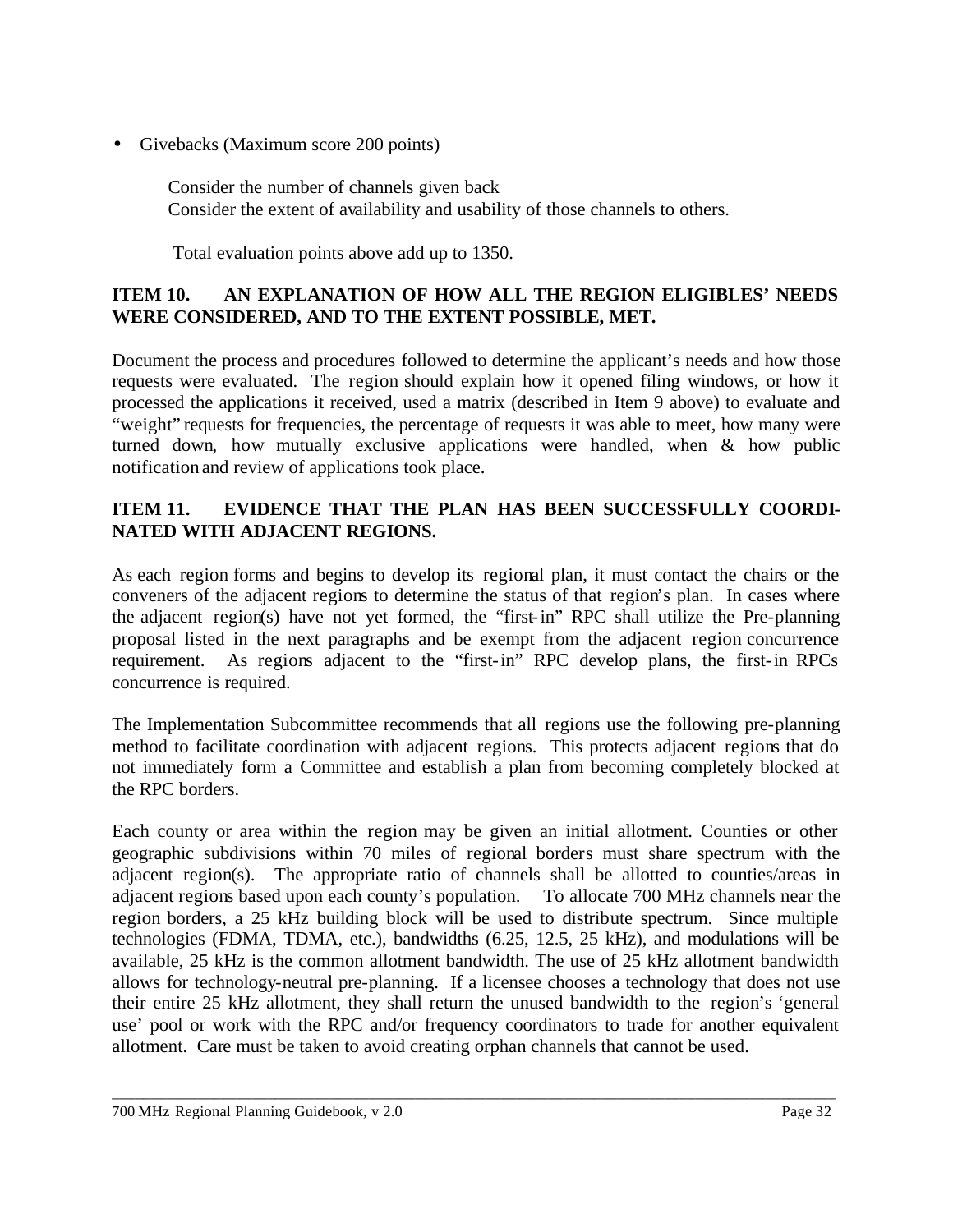- Givebacks (Maximum score 200 points)

  Consider the number of channels given back
  Consider the extent of availability and usability of those channels to others.

  Total evaluation points above add up to 1350.

**ITEM 10. AN EXPLANATION OF HOW ALL THE REGION ELIGIBLES' NEEDS WERE CONSIDERED, AND TO THE EXTENT POSSIBLE, MET.**

Document the process and procedures followed to determine the applicant's needs and how those requests were evaluated. The region should explain how it opened filing windows, or how it processed the applications it received, used a matrix (described in Item 9 above) to evaluate and "weight" requests for frequencies, the percentage of requests it was able to meet, how many were turned down, how mutually exclusive applications were handled, when & how public notification and review of applications took place.

**ITEM 11. EVIDENCE THAT THE PLAN HAS BEEN SUCCESSFULLY COORDINATED WITH ADJACENT REGIONS.**

As each region forms and begins to develop its regional plan, it must contact the chairs or the conveners of the adjacent regions to determine the status of that region's plan. In cases where the adjacent region(s) have not yet formed, the "first-in" RPC shall utilize the Pre-planning proposal listed in the next paragraphs and be exempt from the adjacent region concurrence requirement. As regions adjacent to the "first-in" RPC develop plans, the first-in RPCs concurrence is required.

The Implementation Subcommittee recommends that all regions use the following pre-planning method to facilitate coordination with adjacent regions. This protects adjacent regions that do not immediately form a Committee and establish a plan from becoming completely blocked at the RPC borders.

Each county or area within the region may be given an initial allotment. Counties or other geographic subdivisions within 70 miles of regional borders must share spectrum with the adjacent region(s). The appropriate ratio of channels shall be allotted to counties/areas in adjacent regions based upon each county's population. To allocate 700 MHz channels near the region borders, a 25 kHz building block will be used to distribute spectrum. Since multiple technologies (FDMA, TDMA, etc.), bandwidths (6.25, 12.5, 25 kHz), and modulations will be available, 25 kHz is the common allotment bandwidth. The use of 25 kHz allotment bandwidth allows for technology-neutral pre-planning. If a licensee chooses a technology that does not use their entire 25 kHz allotment, they shall return the unused bandwidth to the region's 'general use' pool or work with the RPC and/or frequency coordinators to trade for another equivalent allotment. Care must be taken to avoid creating orphan channels that cannot be used.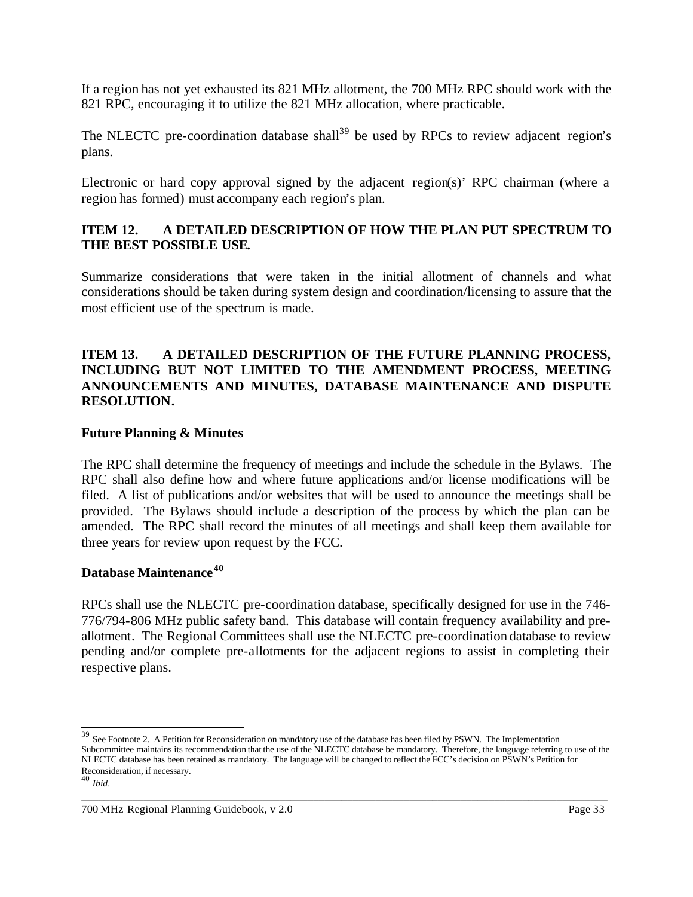If a region has not yet exhausted its 821 MHz allotment, the 700 MHz RPC should work with the 821 RPC, encouraging it to utilize the 821 MHz allocation, where practicable.

The NLECTC pre-coordination database shall[39] be used by RPCs to review adjacent region's plans.

Electronic or hard copy approval signed by the adjacent region(s)' RPC chairman (where a region has formed) must accompany each region's plan.

**ITEM 12. A DETAILED DESCRIPTION OF HOW THE PLAN PUT SPECTRUM TO THE BEST POSSIBLE USE.**

Summarize considerations that were taken in the initial allotment of channels and what considerations should be taken during system design and coordination/licensing to assure that the most efficient use of the spectrum is made.

**ITEM 13. A DETAILED DESCRIPTION OF THE FUTURE PLANNING PROCESS, INCLUDING BUT NOT LIMITED TO THE AMENDMENT PROCESS, MEETING ANNOUNCEMENTS AND MINUTES, DATABASE MAINTENANCE AND DISPUTE RESOLUTION.**

**Future Planning & Minutes**

The RPC shall determine the frequency of meetings and include the schedule in the Bylaws. The RPC shall also define how and where future applications and/or license modifications will be filed. A list of publications and/or websites that will be used to announce the meetings shall be provided. The Bylaws should include a description of the process by which the plan can be amended. The RPC shall record the minutes of all meetings and shall keep them available for three years for review upon request by the FCC.

**Database Maintenance[40]**

RPCs shall use the NLECTC pre-coordination database, specifically designed for use in the 746-776/794-806 MHz public safety band. This database will contain frequency availability and pre-allotment. The Regional Committees shall use the NLECTC pre-coordination database to review pending and/or complete pre-allotments for the adjacent regions to assist in completing their respective plans.

---

[39] See Footnote 2. A Petition for Reconsideration on mandatory use of the database has been filed by PSWN. The Implementation Subcommittee maintains its recommendation that the use of the NLECTC database be mandatory. Therefore, the language referring to use of the NLECTC database has been retained as mandatory. The language will be changed to reflect the FCC's decision on PSWN's Petition for Reconsideration, if necessary.

[40] *Ibid*.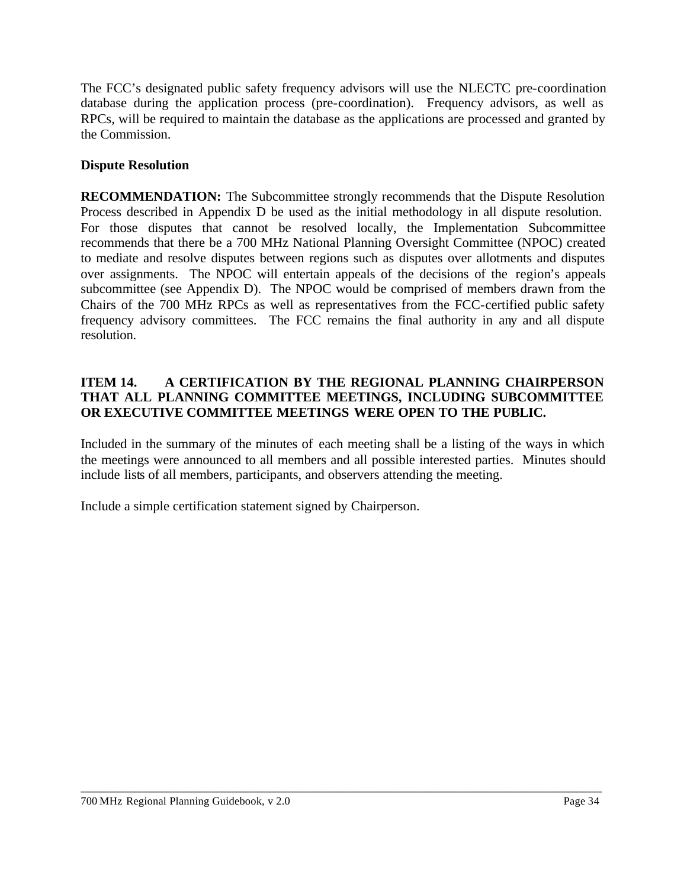The FCC's designated public safety frequency advisors will use the NLECTC pre-coordination database during the application process (pre-coordination). Frequency advisors, as well as RPCs, will be required to maintain the database as the applications are processed and granted by the Commission.

### Dispute Resolution

**RECOMMENDATION:** The Subcommittee strongly recommends that the Dispute Resolution Process described in Appendix D be used as the initial methodology in all dispute resolution. For those disputes that cannot be resolved locally, the Implementation Subcommittee recommends that there be a 700 MHz National Planning Oversight Committee (NPOC) created to mediate and resolve disputes between regions such as disputes over allotments and disputes over assignments. The NPOC will entertain appeals of the decisions of the region's appeals subcommittee (see Appendix D). The NPOC would be comprised of members drawn from the Chairs of the 700 MHz RPCs as well as representatives from the FCC-certified public safety frequency advisory committees. The FCC remains the final authority in any and all dispute resolution.

## ITEM 14. A CERTIFICATION BY THE REGIONAL PLANNING CHAIRPERSON THAT ALL PLANNING COMMITTEE MEETINGS, INCLUDING SUBCOMMITTEE OR EXECUTIVE COMMITTEE MEETINGS WERE OPEN TO THE PUBLIC.

Included in the summary of the minutes of each meeting shall be a listing of the ways in which the meetings were announced to all members and all possible interested parties. Minutes should include lists of all members, participants, and observers attending the meeting.

Include a simple certification statement signed by Chairperson.